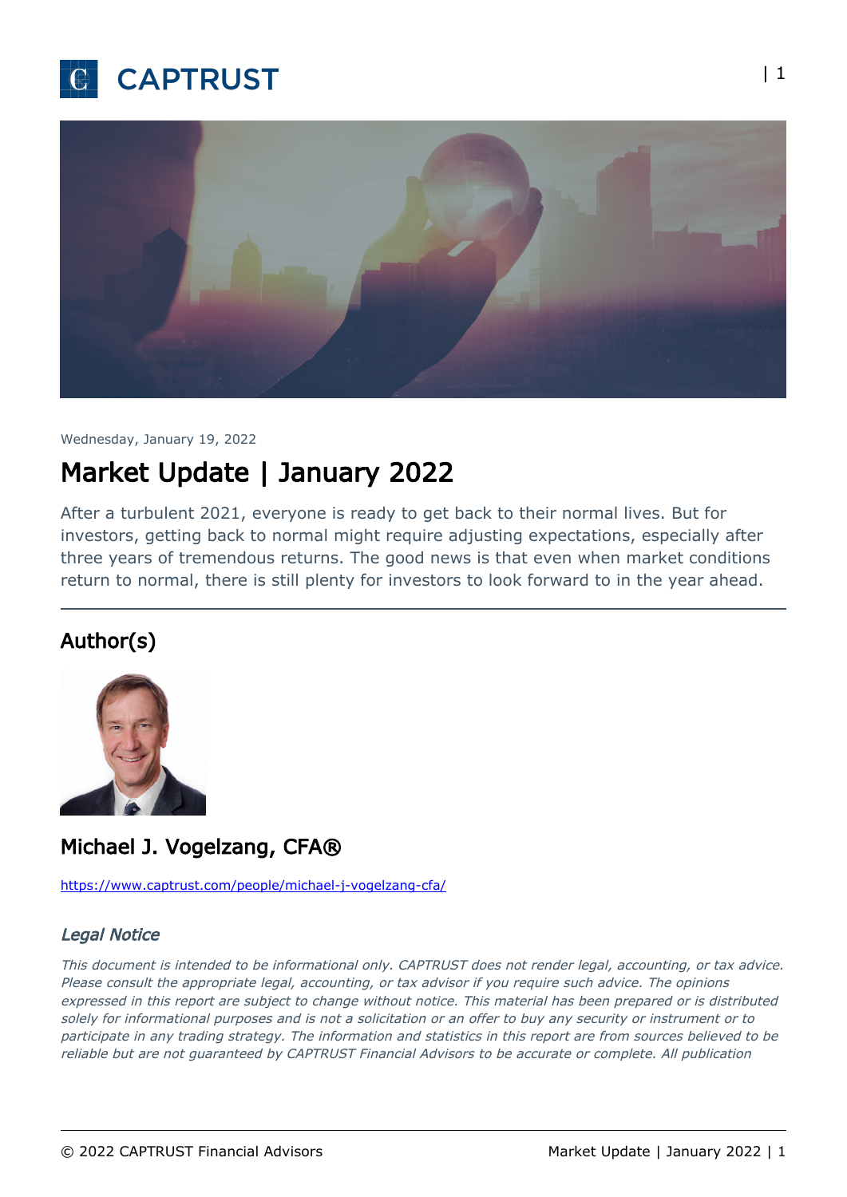Wednesday, January 19, 2022

# Market Update | January 2022

After a turbulent 2021, everyone is ready to get back to their normal lives. But for investors, getting back to normal might require adjusting expectations, especially after three years of tremendous returns. The good news is that even when market conditions return to normal, there is still plenty for investors to look forward to in the year ahead.

---

## Author(s)

### Michael J. Vogelzang, CFA®

https://www.captrust.com/people/michael-j-vogelzang-cfa/

### *Legal Notice*

*This document is intended to be informational only. CAPTRUST does not render legal, accounting, or tax advice. Please consult the appropriate legal, accounting, or tax advisor if you require such advice. The opinions expressed in this report are subject to change without notice. This material has been prepared or is distributed solely for informational purposes and is not a solicitation or an offer to buy any security or instrument or to participate in any trading strategy. The information and statistics in this report are from sources believed to be reliable but are not guaranteed by CAPTRUST Financial Advisors to be accurate or complete. All publication*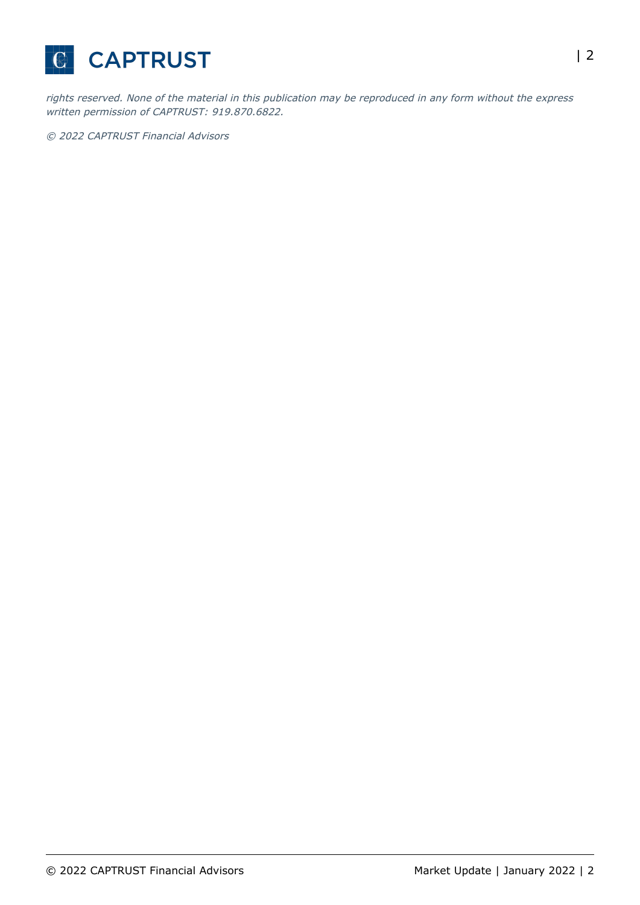*rights reserved. None of the material in this publication may be reproduced in any form without the express written permission of CAPTRUST: 919.870.6822.*

*© 2022 CAPTRUST Financial Advisors*